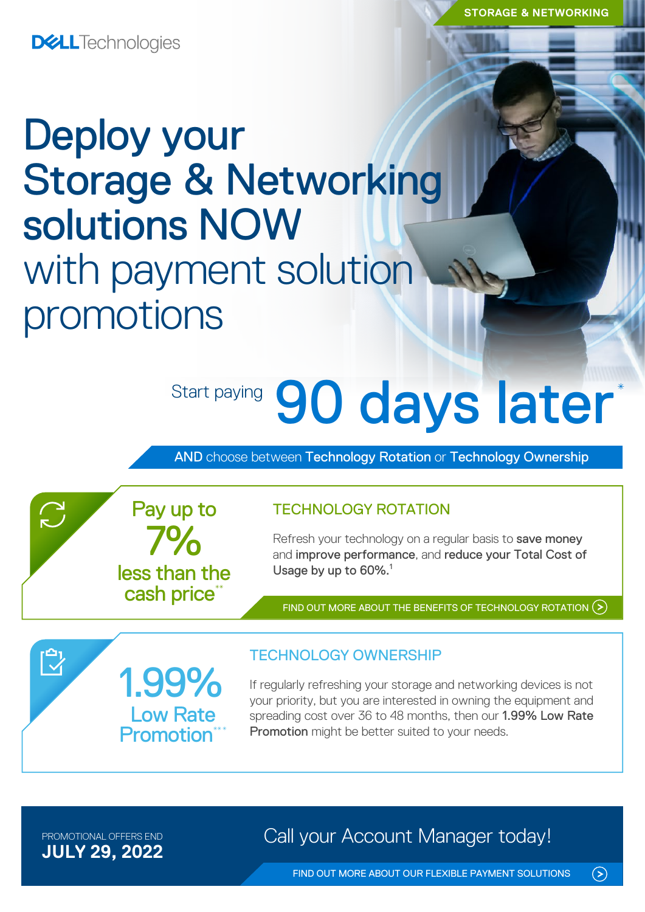STORAGE & NETWORKING

DELL Technologies

# Deploy your Storage & Networking solutions NOW with payment solution promotions

Start paying **90 days later***

**AND** choose between **Technology Rotation** or **Technology Ownership**

Pay up to **7%** less than the cash price**

## TECHNOLOGY ROTATION

Refresh your technology on a regular basis to **save money** and **improve performance**, and **reduce your Total Cost of Usage by up to 60%.**[1]

FIND OUT MORE ABOUT THE BENEFITS OF TECHNOLOGY ROTATION

**1.99%** Low Rate Promotion***

## TECHNOLOGY OWNERSHIP

If regularly refreshing your storage and networking devices is not your priority, but you are interested in owning the equipment and spreading cost over 36 to 48 months, then our **1.99% Low Rate Promotion** might be better suited to your needs.

PROMOTIONAL OFFERS END
**JULY 29, 2022**

Call your Account Manager today!

FIND OUT MORE ABOUT OUR FLEXIBLE PAYMENT SOLUTIONS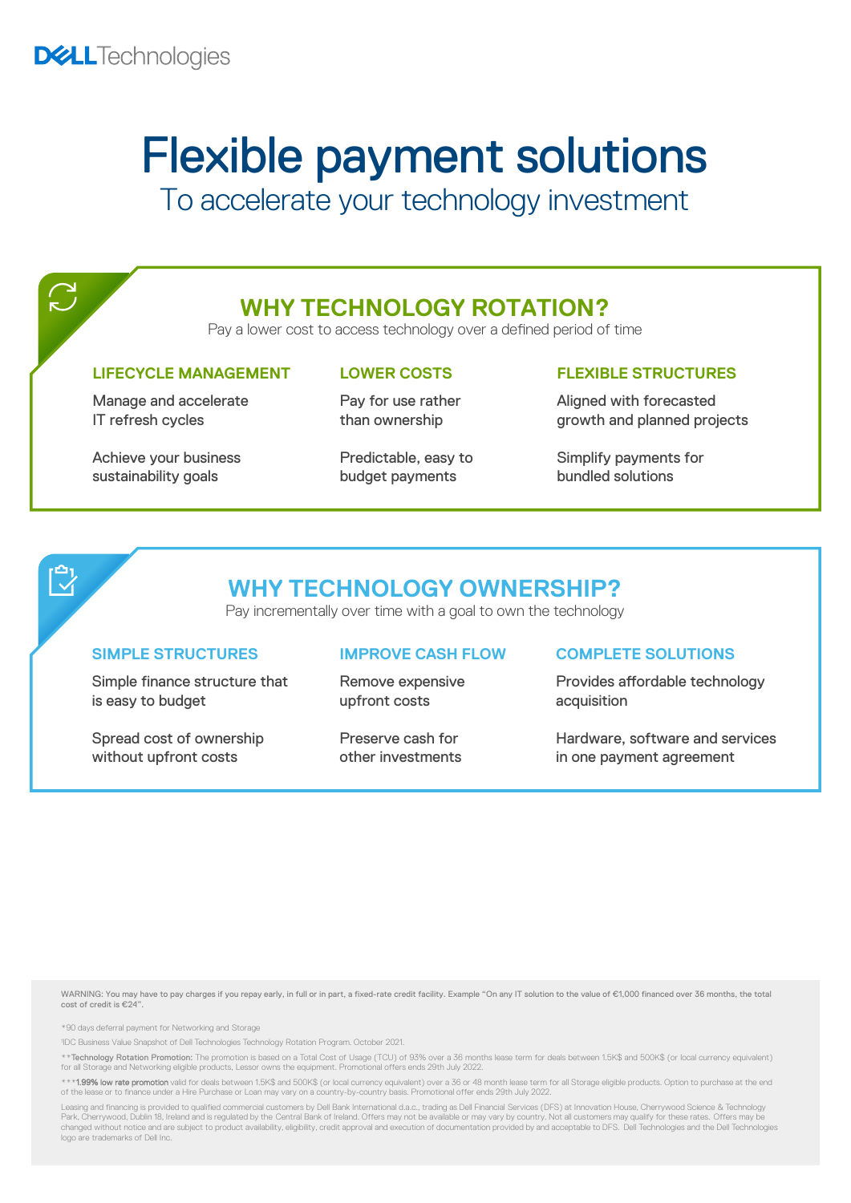# Flexible payment solutions

To accelerate your technology investment

## WHY TECHNOLOGY ROTATION?

Pay a lower cost to access technology over a defined period of time

### LIFECYCLE MANAGEMENT

Manage and accelerate IT refresh cycles

Achieve your business sustainability goals

### LOWER COSTS

Pay for use rather than ownership

Predictable, easy to budget payments

### FLEXIBLE STRUCTURES

Aligned with forecasted growth and planned projects

Simplify payments for bundled solutions

## WHY TECHNOLOGY OWNERSHIP?

Pay incrementally over time with a goal to own the technology

### SIMPLE STRUCTURES

Simple finance structure that is easy to budget

Spread cost of ownership without upfront costs

### IMPROVE CASH FLOW

Remove expensive upfront costs

Preserve cash for other investments

### COMPLETE SOLUTIONS

Provides affordable technology acquisition

Hardware, software and services in one payment agreement

---

WARNING: You may have to pay charges if you repay early, in full or in part, a fixed-rate credit facility. Example "On any IT solution to the value of €1,000 financed over 36 months, the total cost of credit is €24".

*90 days deferral payment for Networking and Storage

[1]IDC Business Value Snapshot of Dell Technologies Technology Rotation Program. October 2021.

**Technology Rotation Promotion: The promotion is based on a Total Cost of Usage (TCU) of 93% over a 36 months lease term for deals between 1.5K$ and 500K$ (or local currency equivalent) for all Storage and Networking eligible products. Lessor owns the equipment. Promotional offers ends 29th July 2022.

***1.99% low rate promotion valid for deals between 1.5K$ and 500K$ (or local currency equivalent) over a 36 or 48 month lease term for all Storage eligible products. Option to purchase at the end of the lease or to finance under a Hire Purchase or Loan may vary on a country-by-country basis. Promotional offer ends 29th July 2022.

Leasing and financing is provided to qualified commercial customers by Dell Bank International d.a.c., trading as Dell Financial Services (DFS) at Innovation House, Cherrywood Science & Technology Park, Cherrywood, Dublin 18, Ireland and is regulated by the Central Bank of Ireland. Offers may not be available or may vary by country. Not all customers may qualify for these rates. Offers may be changed without notice and are subject to product availability, eligibility, credit approval and execution of documentation provided by and acceptable to DFS. Dell Technologies and the Dell Technologies logo are trademarks of Dell Inc.